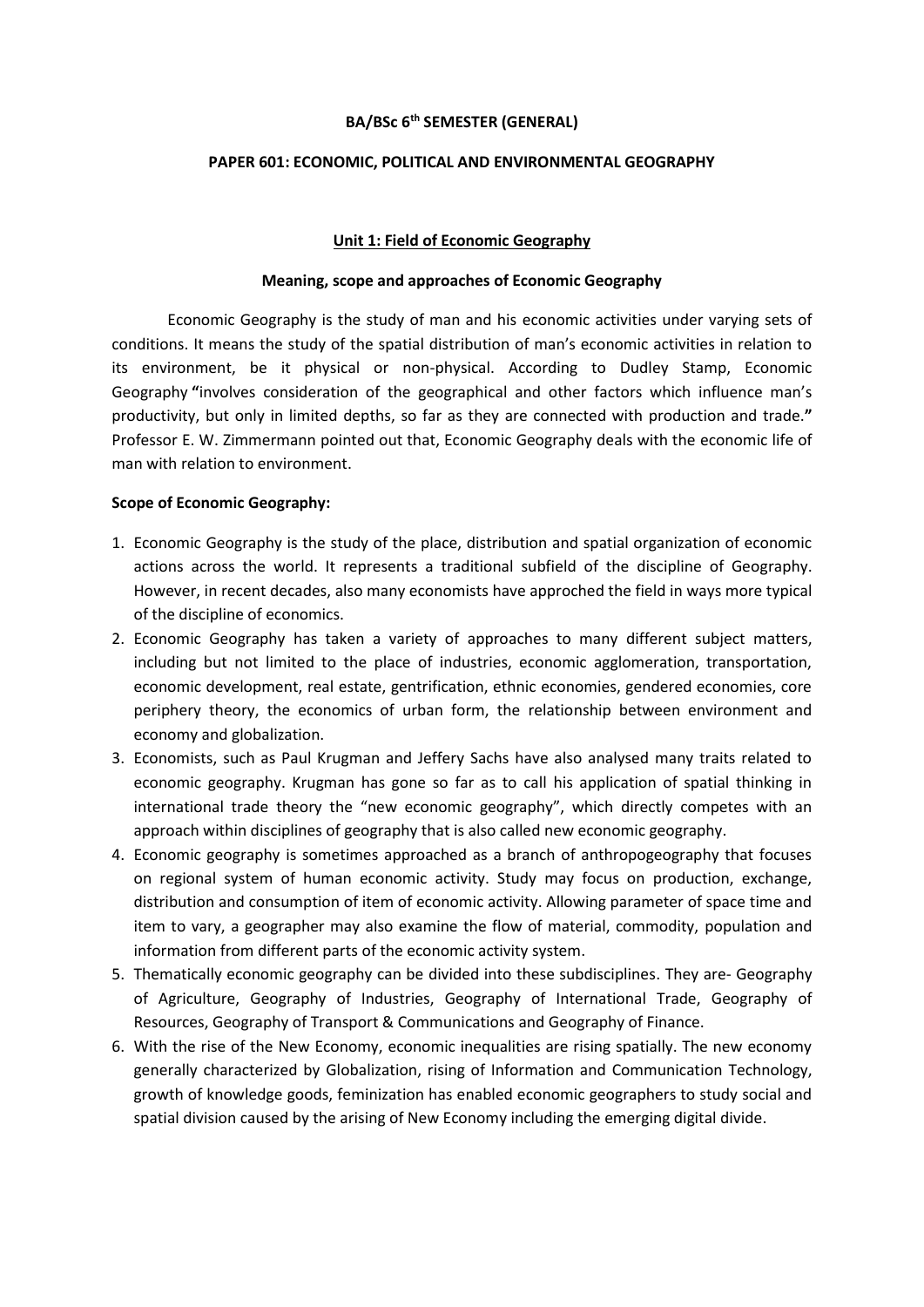**BA/BSc 6th SEMESTER (GENERAL)**

**PAPER 601: ECONOMIC, POLITICAL AND ENVIRONMENTAL GEOGRAPHY**

## Unit 1: Field of Economic Geography

### Meaning, scope and approaches of Economic Geography

Economic Geography is the study of man and his economic activities under varying sets of conditions. It means the study of the spatial distribution of man's economic activities in relation to its environment, be it physical or non-physical. According to Dudley Stamp, Economic Geography **"**involves consideration of the geographical and other factors which influence man's productivity, but only in limited depths, so far as they are connected with production and trade.**"** Professor E. W. Zimmermann pointed out that, Economic Geography deals with the economic life of man with relation to environment.

**Scope of Economic Geography:**

1. Economic Geography is the study of the place, distribution and spatial organization of economic actions across the world. It represents a traditional subfield of the discipline of Geography. However, in recent decades, also many economists have approched the field in ways more typical of the discipline of economics.
2. Economic Geography has taken a variety of approaches to many different subject matters, including but not limited to the place of industries, economic agglomeration, transportation, economic development, real estate, gentrification, ethnic economies, gendered economies, core periphery theory, the economics of urban form, the relationship between environment and economy and globalization.
3. Economists, such as Paul Krugman and Jeffery Sachs have also analysed many traits related to economic geography. Krugman has gone so far as to call his application of spatial thinking in international trade theory the "new economic geography", which directly competes with an approach within disciplines of geography that is also called new economic geography.
4. Economic geography is sometimes approached as a branch of anthropogeography that focuses on regional system of human economic activity. Study may focus on production, exchange, distribution and consumption of item of economic activity. Allowing parameter of space time and item to vary, a geographer may also examine the flow of material, commodity, population and information from different parts of the economic activity system.
5. Thematically economic geography can be divided into these subdisciplines. They are- Geography of Agriculture, Geography of Industries, Geography of International Trade, Geography of Resources, Geography of Transport & Communications and Geography of Finance.
6. With the rise of the New Economy, economic inequalities are rising spatially. The new economy generally characterized by Globalization, rising of Information and Communication Technology, growth of knowledge goods, feminization has enabled economic geographers to study social and spatial division caused by the arising of New Economy including the emerging digital divide.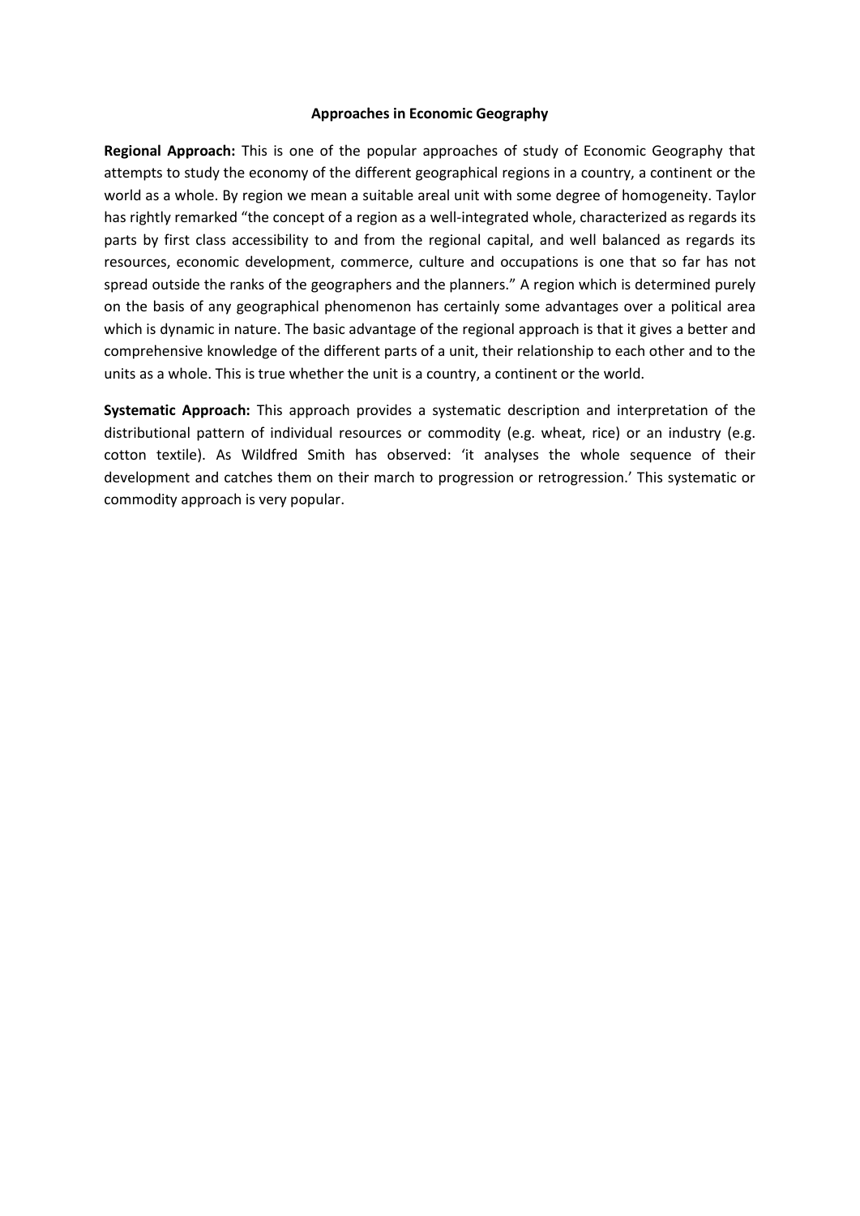**Approaches in Economic Geography**

**Regional Approach:** This is one of the popular approaches of study of Economic Geography that attempts to study the economy of the different geographical regions in a country, a continent or the world as a whole. By region we mean a suitable areal unit with some degree of homogeneity. Taylor has rightly remarked "the concept of a region as a well-integrated whole, characterized as regards its parts by first class accessibility to and from the regional capital, and well balanced as regards its resources, economic development, commerce, culture and occupations is one that so far has not spread outside the ranks of the geographers and the planners." A region which is determined purely on the basis of any geographical phenomenon has certainly some advantages over a political area which is dynamic in nature. The basic advantage of the regional approach is that it gives a better and comprehensive knowledge of the different parts of a unit, their relationship to each other and to the units as a whole. This is true whether the unit is a country, a continent or the world.

**Systematic Approach:** This approach provides a systematic description and interpretation of the distributional pattern of individual resources or commodity (e.g. wheat, rice) or an industry (e.g. cotton textile). As Wildfred Smith has observed: 'it analyses the whole sequence of their development and catches them on their march to progression or retrogression.' This systematic or commodity approach is very popular.